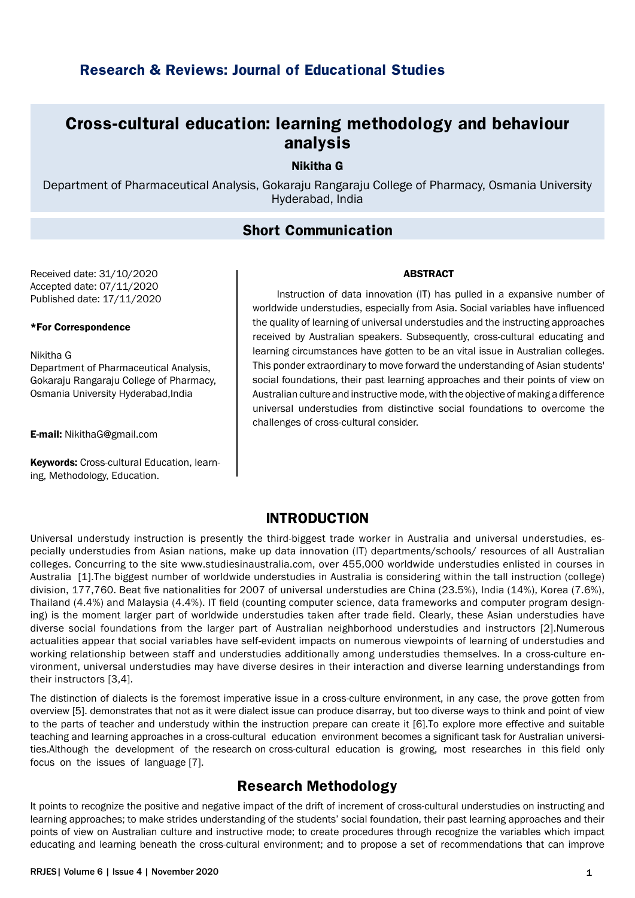Research & Reviews: Journal of Educational Studies

# Cross-cultural education: learning methodology and behaviour analysis

**Nikitha G**

Department of Pharmaceutical Analysis, Gokaraju Rangaraju College of Pharmacy, Osmania University Hyderabad, India

## Short Communication

Received date: 31/10/2020
Accepted date: 07/11/2020
Published date: 17/11/2020

**\*For Correspondence**

Nikitha G
Department of Pharmaceutical Analysis, Gokaraju Rangaraju College of Pharmacy, Osmania University Hyderabad,India

**E-mail:** NikithaG@gmail.com

**Keywords:** Cross-cultural Education, learning, Methodology, Education.

### ABSTRACT

Instruction of data innovation (IT) has pulled in a expansive number of worldwide understudies, especially from Asia. Social variables have influenced the quality of learning of universal understudies and the instructing approaches received by Australian speakers. Subsequently, cross-cultural educating and learning circumstances have gotten to be an vital issue in Australian colleges. This ponder extraordinary to move forward the understanding of Asian students' social foundations, their past learning approaches and their points of view on Australian culture and instructive mode, with the objective of making a difference universal understudies from distinctive social foundations to overcome the challenges of cross-cultural consider.

## INTRODUCTION

Universal understudy instruction is presently the third-biggest trade worker in Australia and universal understudies, especially understudies from Asian nations, make up data innovation (IT) departments/schools/ resources of all Australian colleges. Concurring to the site www.studiesinaustralia.com, over 455,000 worldwide understudies enlisted in courses in Australia [1].The biggest number of worldwide understudies in Australia is considering within the tall instruction (college) division, 177,760. Beat five nationalities for 2007 of universal understudies are China (23.5%), India (14%), Korea (7.6%), Thailand (4.4%) and Malaysia (4.4%). IT field (counting computer science, data frameworks and computer program designing) is the moment larger part of worldwide understudies taken after trade field. Clearly, these Asian understudies have diverse social foundations from the larger part of Australian neighborhood understudies and instructors [2].Numerous actualities appear that social variables have self-evident impacts on numerous viewpoints of learning of understudies and working relationship between staff and understudies additionally among understudies themselves. In a cross-culture environment, universal understudies may have diverse desires in their interaction and diverse learning understandings from their instructors [3,4].

The distinction of dialects is the foremost imperative issue in a cross-culture environment, in any case, the prove gotten from overview [5]. demonstrates that not as it were dialect issue can produce disarray, but too diverse ways to think and point of view to the parts of teacher and understudy within the instruction prepare can create it [6].To explore more effective and suitable teaching and learning approaches in a cross-cultural education environment becomes a significant task for Australian universities.Although the development of the research on cross-cultural education is growing, most researches in this field only focus on the issues of language [7].

## Research Methodology

It points to recognize the positive and negative impact of the drift of increment of cross-cultural understudies on instructing and learning approaches; to make strides understanding of the students' social foundation, their past learning approaches and their points of view on Australian culture and instructive mode; to create procedures through recognize the variables which impact educating and learning beneath the cross-cultural environment; and to propose a set of recommendations that can improve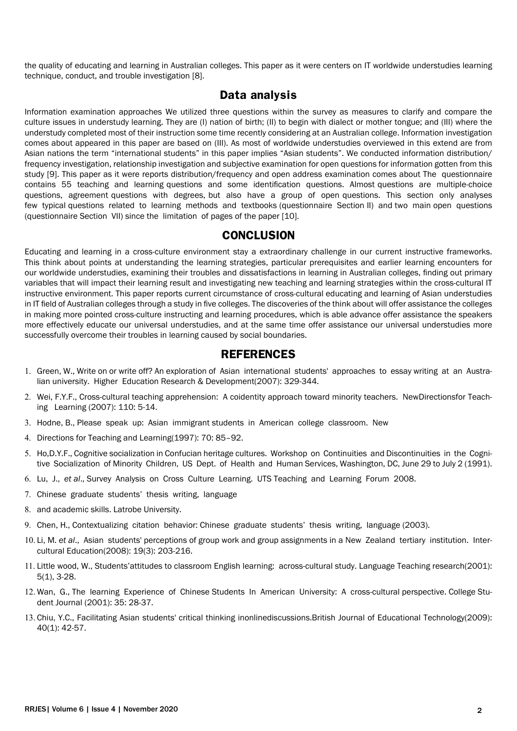the quality of educating and learning in Australian colleges. This paper as it were centers on IT worldwide understudies learning technique, conduct, and trouble investigation [8].

## Data analysis

Information examination approaches We utilized three questions within the survey as measures to clarify and compare the culture issues in understudy learning. They are (I) nation of birth; (II) to begin with dialect or mother tongue; and (III) where the understudy completed most of their instruction some time recently considering at an Australian college. Information investigation comes about appeared in this paper are based on (III). As most of worldwide understudies overviewed in this extend are from Asian nations the term "international students" in this paper implies "Asian students". We conducted information distribution/ frequency investigation, relationship investigation and subjective examination for open questions for information gotten from this study [9]. This paper as it were reports distribution/frequency and open address examination comes about The questionnaire contains 55 teaching and learning questions and some identification questions. Almost questions are multiple-choice questions, agreement questions with degrees, but also have a group of open questions. This section only analyses few typical questions related to learning methods and textbooks (questionnaire Section II) and two main open questions (questionnaire Section VII) since the limitation of pages of the paper [10].

## CONCLUSION

Educating and learning in a cross-culture environment stay a extraordinary challenge in our current instructive frameworks. This think about points at understanding the learning strategies, particular prerequisites and earlier learning encounters for our worldwide understudies, examining their troubles and dissatisfactions in learning in Australian colleges, finding out primary variables that will impact their learning result and investigating new teaching and learning strategies within the cross-cultural IT instructive environment. This paper reports current circumstance of cross-cultural educating and learning of Asian understudies in IT field of Australian colleges through a study in five colleges. The discoveries of the think about will offer assistance the colleges in making more pointed cross-culture instructing and learning procedures, which is able advance offer assistance the speakers more effectively educate our universal understudies, and at the same time offer assistance our universal understudies more successfully overcome their troubles in learning caused by social boundaries.

## REFERENCES

1. Green, W., Write on or write off? An exploration of Asian international students' approaches to essay writing at an Australian university. Higher Education Research & Development(2007): 329-344.
2. Wei, F.Y.F., Cross-cultural teaching apprehension: A coidentity approach toward minority teachers. NewDirectionsfor Teaching Learning (2007): 110: 5-14.
3. Hodne, B., Please speak up: Asian immigrant students in American college classroom. New
4. Directions for Teaching and Learning(1997): 70: 85–92.
5. Ho,D.Y.F., Cognitive socialization in Confucian heritage cultures. Workshop on Continuities and Discontinuities in the Cognitive Socialization of Minority Children, US Dept. of Health and Human Services, Washington, DC, June 29 to July 2 (1991).
6. Lu, J., *et al*., Survey Analysis on Cross Culture Learning. UTS Teaching and Learning Forum 2008.
7. Chinese graduate students' thesis writing, language
8. and academic skills. Latrobe University.
9. Chen, H., Contextualizing citation behavior: Chinese graduate students' thesis writing, language (2003).
10. Li, M. *et al*., Asian students' perceptions of group work and group assignments in a New Zealand tertiary institution. Intercultural Education(2008): 19(3): 203-216.
11. Little wood, W., Students'attitudes to classroom English learning: across-cultural study. Language Teaching research(2001): 5(1), 3-28.
12. Wan, G., The learning Experience of Chinese Students In American University: A cross-cultural perspective. College Student Journal (2001): 35: 28-37.
13. Chiu, Y.C., Facilitating Asian students' critical thinking inonlinediscussions.British Journal of Educational Technology(2009): 40(1): 42-57.